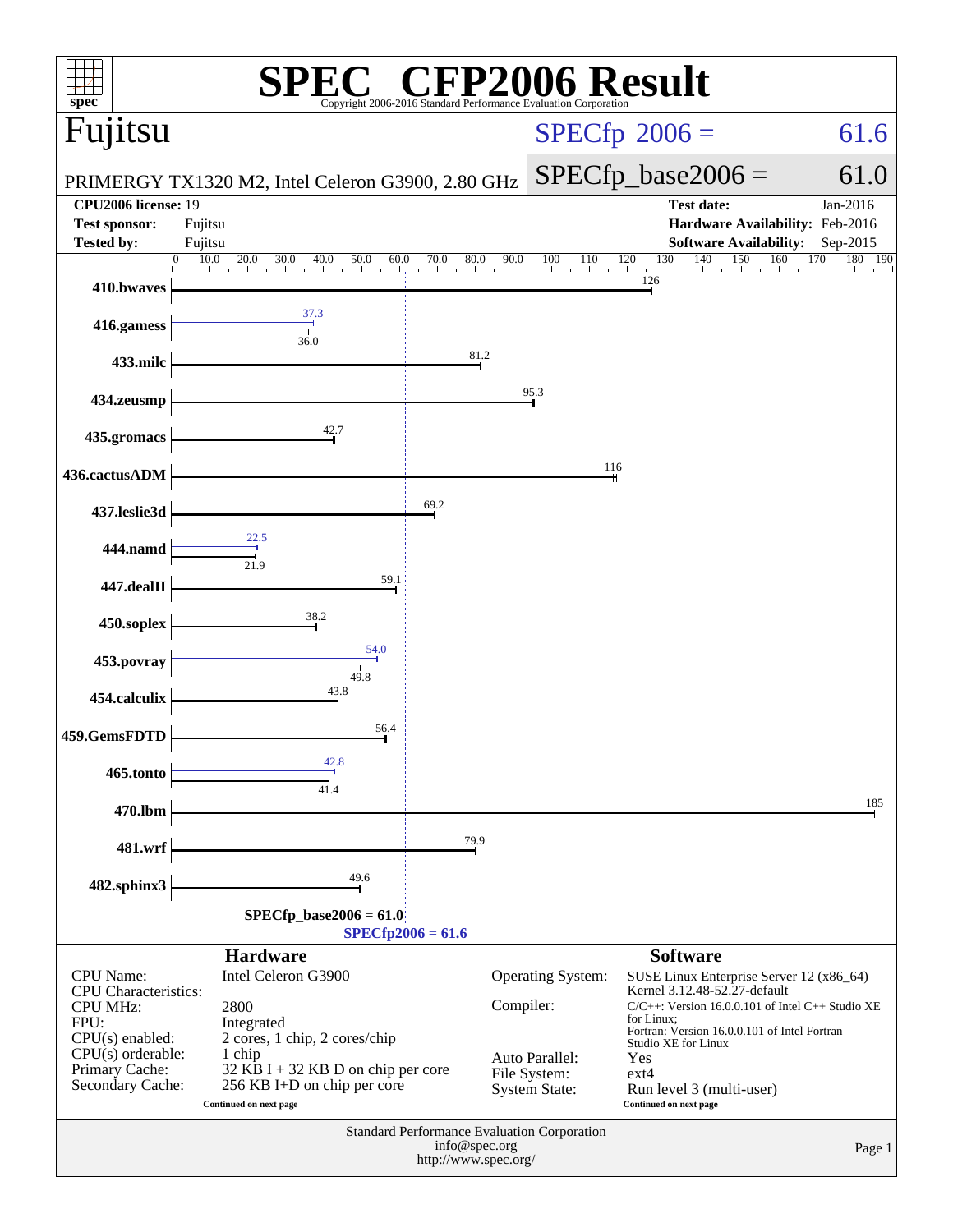# SPEC CFP2006 Result

Copyright 2006-2016 Standard Performance Evaluation Corporation

## Fujitsu

PRIMERGY TX1320 M2, Intel Celeron G3900, 2.80 GHz

SPECfp 2006 = 61.6

SPECfp_base2006 = 61.0

| | | | |
|---|---|---|---|
| **CPU2006 license:** | 19 | **Test date:** | Jan-2016 |
| **Test sponsor:** | Fujitsu | **Hardware Availability:** | Feb-2016 |
| **Tested by:** | Fujitsu | **Software Availability:** | Sep-2015 |

| Benchmark | Peak | Base |
|---|---|---|
| 410.bwaves | | 126 |
| 416.gamess | 37.3 | 36.0 |
| 433.milc | | 81.2 |
| 434.zeusmp | | 95.3 |
| 435.gromacs | | 42.7 |
| 436.cactusADM | | 116 |
| 437.leslie3d | | 69.2 |
| 444.namd | 22.5 | 21.9 |
| 447.dealII | | 59.1 |
| 450.soplex | | 38.2 |
| 453.povray | 54.0 | 49.8 |
| 454.calculix | | 43.8 |
| 459.GemsFDTD | | 56.4 |
| 465.tonto | 42.8 | 41.4 |
| 470.lbm | | 185 |
| 481.wrf | | 79.9 |
| 482.sphinx3 | | 49.6 |

SPECfp_base2006 = 61.0

SPECfp2006 = 61.6

### Hardware

| | |
|---|---|
| CPU Name: | Intel Celeron G3900 |
| CPU Characteristics: | |
| CPU MHz: | 2800 |
| FPU: | Integrated |
| CPU(s) enabled: | 2 cores, 1 chip, 2 cores/chip |
| CPU(s) orderable: | 1 chip |
| Primary Cache: | 32 KB I + 32 KB D on chip per core |
| Secondary Cache: | 256 KB I+D on chip per core |

Continued on next page

### Software

| | |
|---|---|
| Operating System: | SUSE Linux Enterprise Server 12 (x86_64) Kernel 3.12.48-52.27-default |
| Compiler: | C/C++: Version 16.0.0.101 of Intel C++ Studio XE for Linux; Fortran: Version 16.0.0.101 of Intel Fortran Studio XE for Linux |
| Auto Parallel: | Yes |
| File System: | ext4 |
| System State: | Run level 3 (multi-user) |

Continued on next page

Standard Performance Evaluation Corporation
info@spec.org
http://www.spec.org/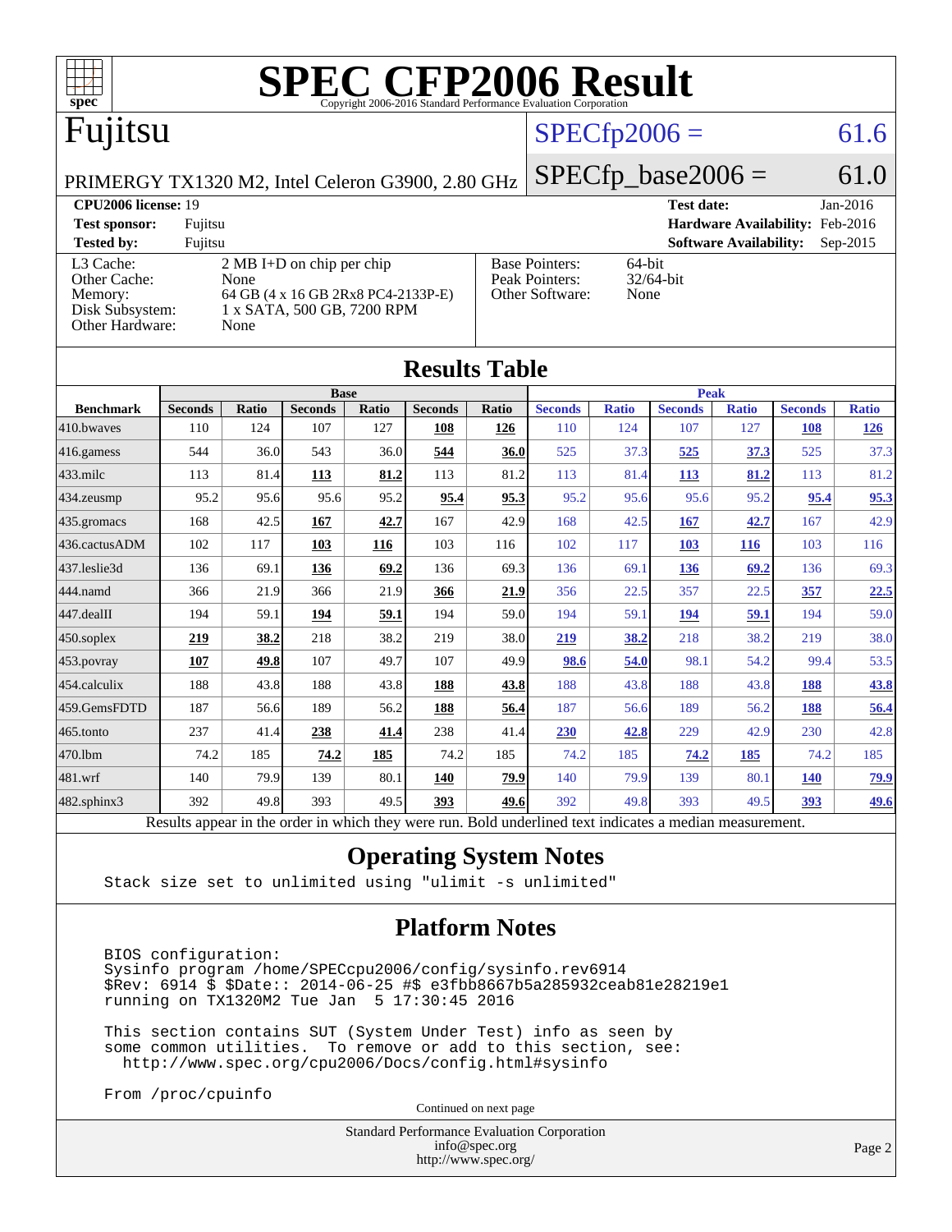# SPEC CFP2006 Result

Copyright 2006-2016 Standard Performance Evaluation Corporation

## Fujitsu

PRIMERGY TX1320 M2, Intel Celeron G3900, 2.80 GHz

SPECfp2006 = 61.6

SPECfp_base2006 = 61.0

| | | | |
|---|---|---|---|
| **CPU2006 license:** 19 | | **Test date:** | Jan-2016 |
| **Test sponsor:** | Fujitsu | **Hardware Availability:** | Feb-2016 |
| **Tested by:** | Fujitsu | **Software Availability:** | Sep-2015 |

| | |
|---|---|
| L3 Cache: | 2 MB I+D on chip per chip |
| Other Cache: | None |
| Memory: | 64 GB (4 x 16 GB 2Rx8 PC4-2133P-E) |
| Disk Subsystem: | 1 x SATA, 500 GB, 7200 RPM |
| Other Hardware: | None |

| | |
|---|---|
| Base Pointers: | 64-bit |
| Peak Pointers: | 32/64-bit |
| Other Software: | None |

## Results Table

| Benchmark | Base | | | | | | Peak | | | | | |
|---|---|---|---|---|---|---|---|---|---|---|---|---|
| | Seconds | Ratio | Seconds | Ratio | Seconds | Ratio | Seconds | Ratio | Seconds | Ratio | Seconds | Ratio |
| 410.bwaves | 110 | 124 | 107 | 127 | **108** | **126** | 110 | 124 | 107 | 127 | **108** | **126** |
| 416.gamess | 544 | 36.0 | 543 | 36.0 | **544** | **36.0** | 525 | 37.3 | **525** | **37.3** | 525 | 37.3 |
| 433.milc | 113 | 81.4 | **113** | **81.2** | 113 | 81.2 | 113 | 81.4 | **113** | **81.2** | 113 | 81.2 |
| 434.zeusmp | 95.2 | 95.6 | 95.6 | 95.2 | **95.4** | **95.3** | 95.2 | 95.6 | 95.6 | 95.2 | **95.4** | **95.3** |
| 435.gromacs | 168 | 42.5 | **167** | **42.7** | 167 | 42.9 | 168 | 42.5 | **167** | **42.7** | 167 | 42.9 |
| 436.cactusADM | 102 | 117 | **103** | **116** | 103 | 116 | 102 | 117 | **103** | **116** | 103 | 116 |
| 437.leslie3d | 136 | 69.1 | **136** | **69.2** | 136 | 69.3 | 136 | 69.1 | **136** | **69.2** | 136 | 69.3 |
| 444.namd | 366 | 21.9 | 366 | 21.9 | **366** | **21.9** | 356 | 22.5 | 357 | 22.5 | **357** | **22.5** |
| 447.dealII | 194 | 59.1 | **194** | **59.1** | 194 | 59.0 | 194 | 59.1 | **194** | **59.1** | 194 | 59.0 |
| 450.soplex | **219** | **38.2** | 218 | 38.2 | 219 | 38.0 | **219** | **38.2** | 218 | 38.2 | 219 | 38.0 |
| 453.povray | **107** | **49.8** | 107 | 49.7 | 107 | 49.9 | **98.6** | **54.0** | 98.1 | 54.2 | 99.4 | 53.5 |
| 454.calculix | 188 | 43.8 | 188 | 43.8 | **188** | **43.8** | 188 | 43.8 | 188 | 43.8 | **188** | **43.8** |
| 459.GemsFDTD | 187 | 56.6 | 189 | 56.2 | **188** | **56.4** | 187 | 56.6 | 189 | 56.2 | **188** | **56.4** |
| 465.tonto | 237 | 41.4 | **238** | **41.4** | 238 | 41.4 | **230** | **42.8** | 229 | 42.9 | 230 | 42.8 |
| 470.lbm | 74.2 | 185 | **74.2** | **185** | 74.2 | 185 | 74.2 | 185 | **74.2** | **185** | 74.2 | 185 |
| 481.wrf | 140 | 79.9 | 139 | 80.1 | **140** | **79.9** | 140 | 79.9 | 139 | 80.1 | **140** | **79.9** |
| 482.sphinx3 | 392 | 49.8 | 393 | 49.5 | **393** | **49.6** | 392 | 49.8 | 393 | 49.5 | **393** | **49.6** |

Results appear in the order in which they were run. Bold underlined text indicates a median measurement.

## Operating System Notes

```
Stack size set to unlimited using "ulimit -s unlimited"
```

## Platform Notes

```
BIOS configuration:
Sysinfo program /home/SPECcpu2006/config/sysinfo.rev6914
$Rev: 6914 $ $Date:: 2014-06-25 #$ e3fbb8667b5a285932ceab81e28219e1
running on TX1320M2 Tue Jan  5 17:30:45 2016

This section contains SUT (System Under Test) info as seen by
some common utilities.  To remove or add to this section, see:
  http://www.spec.org/cpu2006/Docs/config.html#sysinfo

From /proc/cpuinfo
```

Continued on next page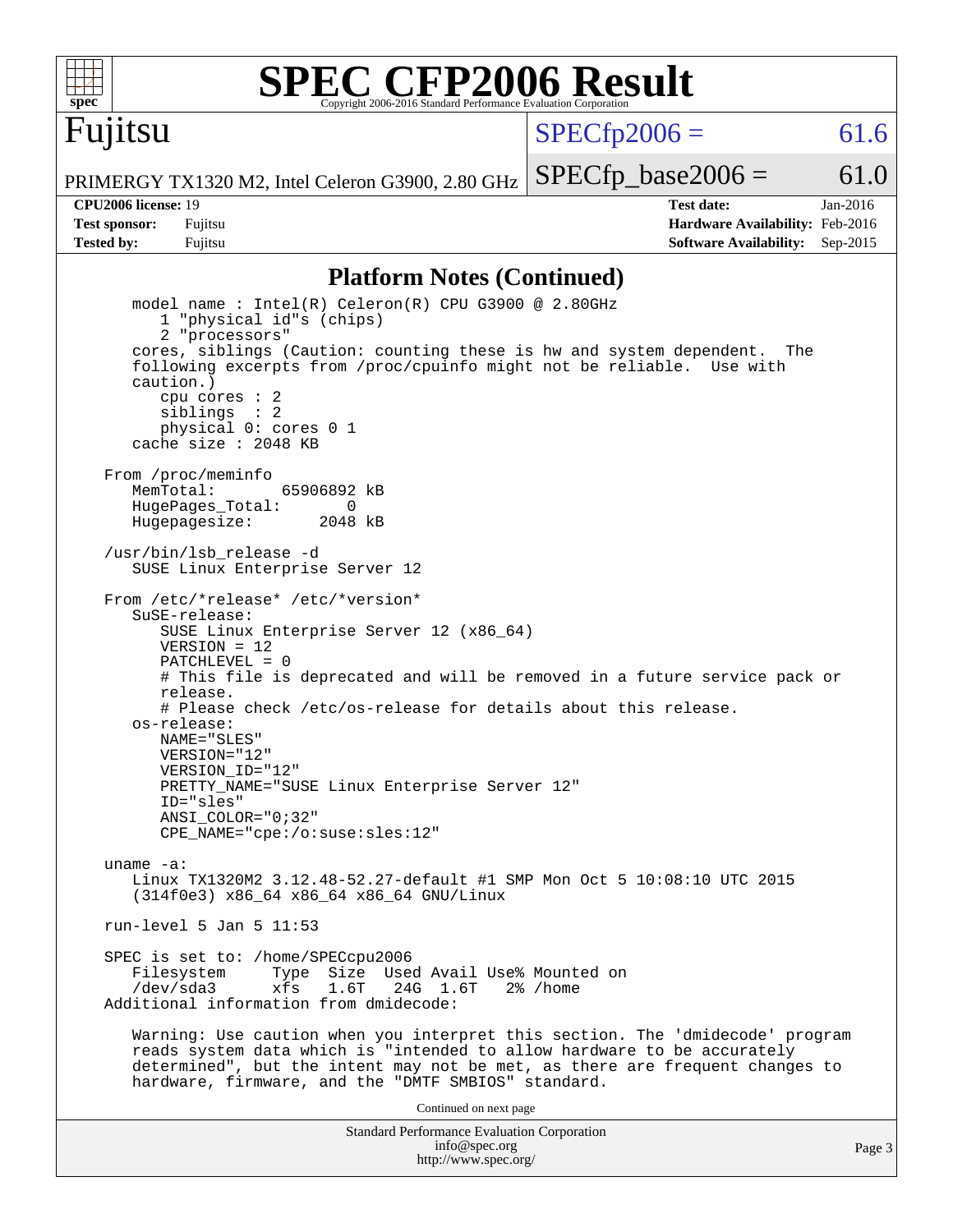# SPEC CFP2006 Result

Copyright 2006-2016 Standard Performance Evaluation Corporation

**Fujitsu**

PRIMERGY TX1320 M2, Intel Celeron G3900, 2.80 GHz

SPECfp2006 = 61.6

SPECfp_base2006 = 61.0

| | | | |
|---|---|---|---|
| **CPU2006 license:** 19 | | **Test date:** | Jan-2016 |
| **Test sponsor:** | Fujitsu | **Hardware Availability:** | Feb-2016 |
| **Tested by:** | Fujitsu | **Software Availability:** | Sep-2015 |

## Platform Notes (Continued)

```
    model name : Intel(R) Celeron(R) CPU G3900 @ 2.80GHz
       1 "physical id"s (chips)
       2 "processors"
    cores, siblings (Caution: counting these is hw and system dependent.  The
    following excerpts from /proc/cpuinfo might not be reliable.  Use with
    caution.)
       cpu cores : 2
       siblings  : 2
       physical 0: cores 0 1
    cache size : 2048 KB

 From /proc/meminfo
    MemTotal:       65906892 kB
    HugePages_Total:       0
    Hugepagesize:       2048 kB

 /usr/bin/lsb_release -d
    SUSE Linux Enterprise Server 12

 From /etc/*release* /etc/*version*
    SuSE-release:
       SUSE Linux Enterprise Server 12 (x86_64)
       VERSION = 12
       PATCHLEVEL = 0
       # This file is deprecated and will be removed in a future service pack or
       release.
       # Please check /etc/os-release for details about this release.
    os-release:
       NAME="SLES"
       VERSION="12"
       VERSION_ID="12"
       PRETTY_NAME="SUSE Linux Enterprise Server 12"
       ID="sles"
       ANSI_COLOR="0;32"
       CPE_NAME="cpe:/o:suse:sles:12"

 uname -a:
    Linux TX1320M2 3.12.48-52.27-default #1 SMP Mon Oct 5 10:08:10 UTC 2015
    (314f0e3) x86_64 x86_64 x86_64 GNU/Linux

 run-level 5 Jan 5 11:53

 SPEC is set to: /home/SPECcpu2006
    Filesystem     Type  Size  Used Avail Use% Mounted on
    /dev/sda3      xfs   1.6T   24G  1.6T   2% /home
 Additional information from dmidecode:

    Warning: Use caution when you interpret this section. The 'dmidecode' program
    reads system data which is "intended to allow hardware to be accurately
    determined", but the intent may not be met, as there are frequent changes to
    hardware, firmware, and the "DMTF SMBIOS" standard.
```

Continued on next page

Standard Performance Evaluation Corporation
info@spec.org
http://www.spec.org/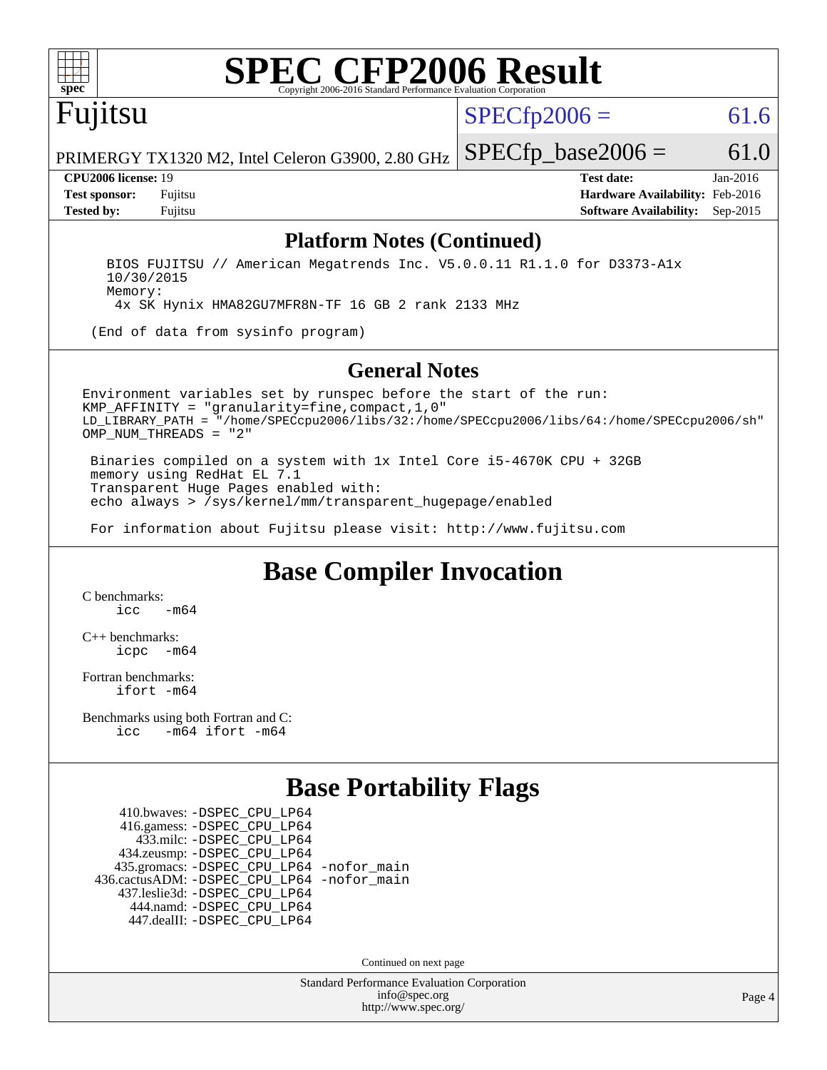# SPEC CFP2006 Result

Copyright 2006-2016 Standard Performance Evaluation Corporation

## Fujitsu

PRIMERGY TX1320 M2, Intel Celeron G3900, 2.80 GHz

SPECfp2006 = 61.6

SPECfp_base2006 = 61.0

| | | | |
|---|---|---|---|
| **CPU2006 license:** 19 | | **Test date:** | Jan-2016 |
| **Test sponsor:** | Fujitsu | **Hardware Availability:** | Feb-2016 |
| **Tested by:** | Fujitsu | **Software Availability:** | Sep-2015 |

## Platform Notes (Continued)

```
    BIOS FUJITSU // American Megatrends Inc. V5.0.0.11 R1.1.0 for D3373-A1x
    10/30/2015
    Memory:
     4x SK Hynix HMA82GU7MFR8N-TF 16 GB 2 rank 2133 MHz

   (End of data from sysinfo program)
```

## General Notes

```
Environment variables set by runspec before the start of the run:
KMP_AFFINITY = "granularity=fine,compact,1,0"
LD_LIBRARY_PATH = "/home/SPECcpu2006/libs/32:/home/SPECcpu2006/libs/64:/home/SPECcpu2006/sh"
OMP_NUM_THREADS = "2"

 Binaries compiled on a system with 1x Intel Core i5-4670K CPU + 32GB
 memory using RedHat EL 7.1
 Transparent Huge Pages enabled with:
 echo always > /sys/kernel/mm/transparent_hugepage/enabled

 For information about Fujitsu please visit: http://www.fujitsu.com
```

## Base Compiler Invocation

C benchmarks:
```
icc   -m64
```

C++ benchmarks:
```
icpc  -m64
```

Fortran benchmarks:
```
ifort -m64
```

Benchmarks using both Fortran and C:
```
icc   -m64 ifort -m64
```

## Base Portability Flags

```
    410.bwaves: -DSPEC_CPU_LP64
    416.gamess: -DSPEC_CPU_LP64
      433.milc: -DSPEC_CPU_LP64
    434.zeusmp: -DSPEC_CPU_LP64
   435.gromacs: -DSPEC_CPU_LP64 -nofor_main
436.cactusADM: -DSPEC_CPU_LP64 -nofor_main
   437.leslie3d: -DSPEC_CPU_LP64
      444.namd: -DSPEC_CPU_LP64
    447.dealII: -DSPEC_CPU_LP64
```

Continued on next page

Standard Performance Evaluation Corporation
info@spec.org
http://www.spec.org/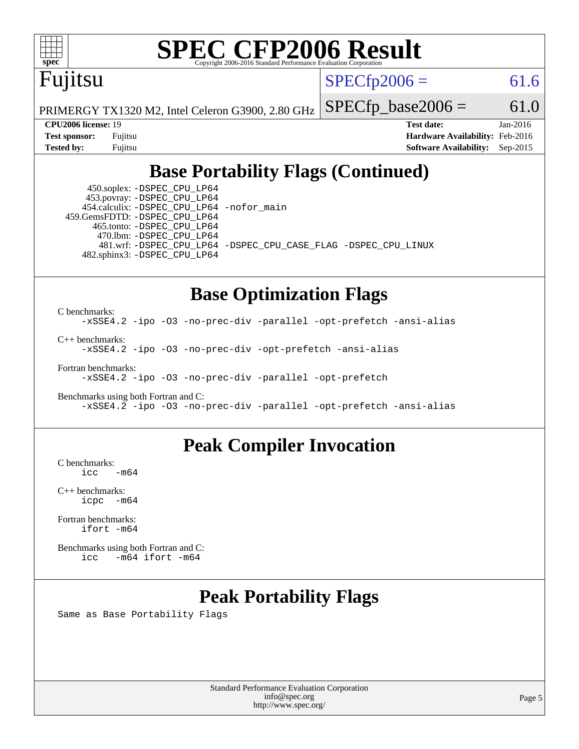# Base Portability Flags (Continued)

450.soplex: -DSPEC_CPU_LP64
453.povray: -DSPEC_CPU_LP64
454.calculix: -DSPEC_CPU_LP64 -nofor_main
459.GemsFDTD: -DSPEC_CPU_LP64
465.tonto: -DSPEC_CPU_LP64
470.lbm: -DSPEC_CPU_LP64
481.wrf: -DSPEC_CPU_LP64 -DSPEC_CPU_CASE_FLAG -DSPEC_CPU_LINUX
482.sphinx3: -DSPEC_CPU_LP64

# Base Optimization Flags

C benchmarks:
-xSSE4.2 -ipo -O3 -no-prec-div -parallel -opt-prefetch -ansi-alias

C++ benchmarks:
-xSSE4.2 -ipo -O3 -no-prec-div -opt-prefetch -ansi-alias

Fortran benchmarks:
-xSSE4.2 -ipo -O3 -no-prec-div -parallel -opt-prefetch

Benchmarks using both Fortran and C:
-xSSE4.2 -ipo -O3 -no-prec-div -parallel -opt-prefetch -ansi-alias

# Peak Compiler Invocation

C benchmarks:
icc -m64

C++ benchmarks:
icpc -m64

Fortran benchmarks:
ifort -m64

Benchmarks using both Fortran and C:
icc -m64 ifort -m64

# Peak Portability Flags

Same as Base Portability Flags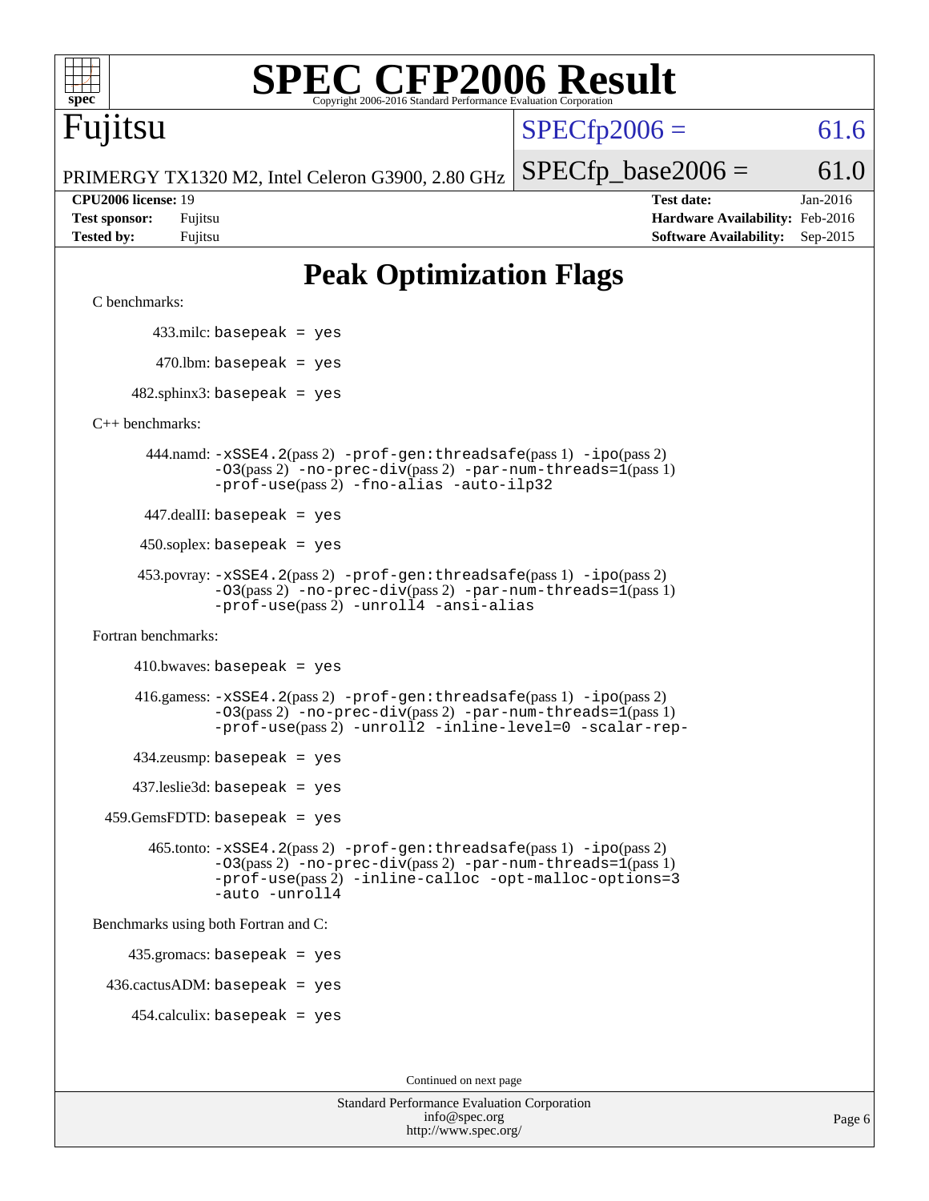# SPEC CFP2006 Result

Copyright 2006-2016 Standard Performance Evaluation Corporation

**Fujitsu**

PRIMERGY TX1320 M2, Intel Celeron G3900, 2.80 GHz

SPECfp2006 = 61.6

SPECfp_base2006 = 61.0

| | | | |
|---|---|---|---|
| **CPU2006 license:** 19 | | **Test date:** | Jan-2016 |
| **Test sponsor:** | Fujitsu | **Hardware Availability:** | Feb-2016 |
| **Tested by:** | Fujitsu | **Software Availability:** | Sep-2015 |

## Peak Optimization Flags

C benchmarks:

433.milc: `basepeak = yes`

470.lbm: `basepeak = yes`

482.sphinx3: `basepeak = yes`

C++ benchmarks:

444.namd: `-xSSE4.2`(pass 2) `-prof-gen:threadsafe`(pass 1) `-ipo`(pass 2) `-O3`(pass 2) `-no-prec-div`(pass 2) `-par-num-threads=1`(pass 1) `-prof-use`(pass 2) `-fno-alias -auto-ilp32`

447.dealII: `basepeak = yes`

450.soplex: `basepeak = yes`

453.povray: `-xSSE4.2`(pass 2) `-prof-gen:threadsafe`(pass 1) `-ipo`(pass 2) `-O3`(pass 2) `-no-prec-div`(pass 2) `-par-num-threads=1`(pass 1) `-prof-use`(pass 2) `-unroll4 -ansi-alias`

Fortran benchmarks:

410.bwaves: `basepeak = yes`

416.gamess: `-xSSE4.2`(pass 2) `-prof-gen:threadsafe`(pass 1) `-ipo`(pass 2) `-O3`(pass 2) `-no-prec-div`(pass 2) `-par-num-threads=1`(pass 1) `-prof-use`(pass 2) `-unroll2 -inline-level=0 -scalar-rep-`

434.zeusmp: `basepeak = yes`

437.leslie3d: `basepeak = yes`

459.GemsFDTD: `basepeak = yes`

465.tonto: `-xSSE4.2`(pass 2) `-prof-gen:threadsafe`(pass 1) `-ipo`(pass 2) `-O3`(pass 2) `-no-prec-div`(pass 2) `-par-num-threads=1`(pass 1) `-prof-use`(pass 2) `-inline-calloc -opt-malloc-options=3 -auto -unroll4`

Benchmarks using both Fortran and C:

435.gromacs: `basepeak = yes`

436.cactusADM: `basepeak = yes`

454.calculix: `basepeak = yes`

Continued on next page

Standard Performance Evaluation Corporation
info@spec.org
http://www.spec.org/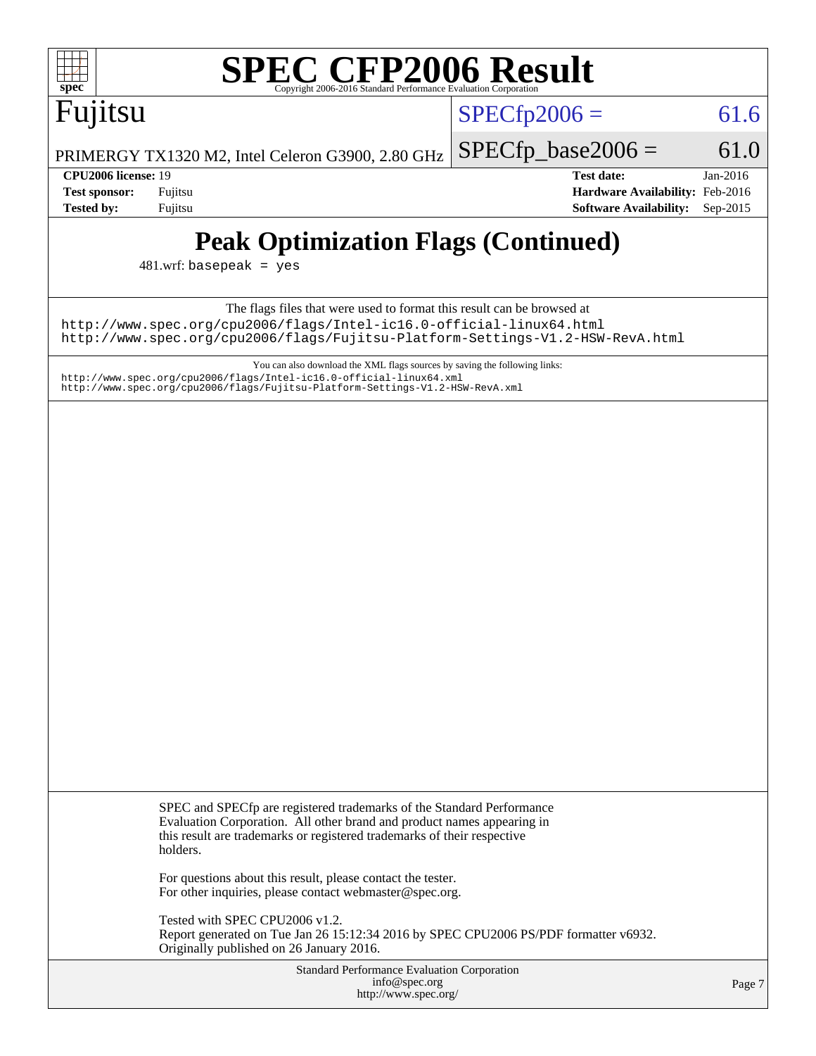# Peak Optimization Flags (Continued)

481.wrf: basepeak = yes

The flags files that were used to format this result can be browsed at

http://www.spec.org/cpu2006/flags/Intel-ic16.0-official-linux64.html
http://www.spec.org/cpu2006/flags/Fujitsu-Platform-Settings-V1.2-HSW-RevA.html

You can also download the XML flags sources by saving the following links:

http://www.spec.org/cpu2006/flags/Intel-ic16.0-official-linux64.xml
http://www.spec.org/cpu2006/flags/Fujitsu-Platform-Settings-V1.2-HSW-RevA.xml

SPEC and SPECfp are registered trademarks of the Standard Performance Evaluation Corporation. All other brand and product names appearing in this result are trademarks or registered trademarks of their respective holders.

For questions about this result, please contact the tester.
For other inquiries, please contact webmaster@spec.org.

Tested with SPEC CPU2006 v1.2.
Report generated on Tue Jan 26 15:12:34 2016 by SPEC CPU2006 PS/PDF formatter v6932.
Originally published on 26 January 2016.